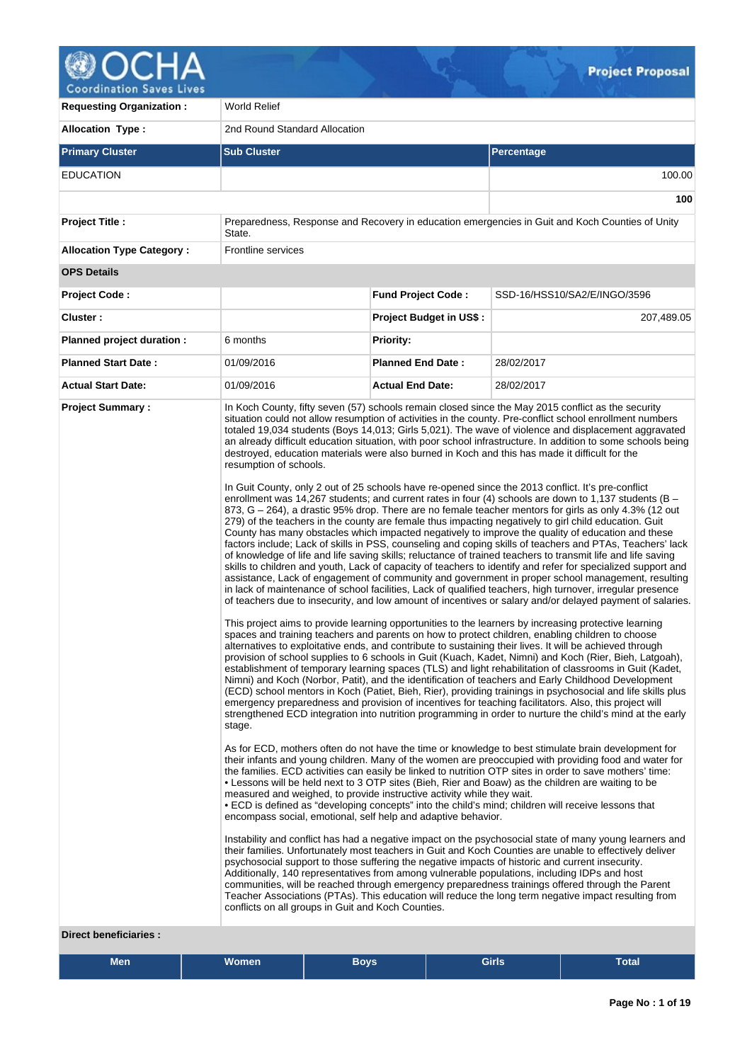# Project Proposal

| | | | |
|---|---|---|---|
| **Requesting Organization :** | World Relief | | |
| **Allocation Type :** | 2nd Round Standard Allocation | | |

| Primary Cluster | Sub Cluster | Percentage |
|---|---|---|
| EDUCATION | | 100.00 |
| | | **100** |

| | | | |
|---|---|---|---|
| **Project Title :** | Preparedness, Response and Recovery in education emergencies in Guit and Koch Counties of Unity State. | | |
| **Allocation Type Category :** | Frontline services | | |
| **OPS Details** | | | |
| **Project Code :** | | **Fund Project Code :** | SSD-16/HSS10/SA2/E/INGO/3596 |
| **Cluster :** | | **Project Budget in US$ :** | 207,489.05 |
| **Planned project duration :** | 6 months | **Priority:** | |
| **Planned Start Date :** | 01/09/2016 | **Planned End Date :** | 28/02/2017 |
| **Actual Start Date:** | 01/09/2016 | **Actual End Date:** | 28/02/2017 |

**Project Summary :**

In Koch County, fifty seven (57) schools remain closed since the May 2015 conflict as the security situation could not allow resumption of activities in the county. Pre-conflict school enrollment numbers totaled 19,034 students (Boys 14,013; Girls 5,021). The wave of violence and displacement aggravated an already difficult education situation, with poor school infrastructure. In addition to some schools being destroyed, education materials were also burned in Koch and this has made it difficult for the resumption of schools.

In Guit County, only 2 out of 25 schools have re-opened since the 2013 conflict. It's pre-conflict enrollment was 14,267 students; and current rates in four (4) schools are down to 1,137 students (B – 873, G – 264), a drastic 95% drop. There are no female teacher mentors for girls as only 4.3% (12 out 279) of the teachers in the county are female thus impacting negatively to girl child education. Guit County has many obstacles which impacted negatively to improve the quality of education and these factors include; Lack of skills in PSS, counseling and coping skills of teachers and PTAs, Teachers' lack of knowledge of life and life saving skills; reluctance of trained teachers to transmit life and life saving skills to children and youth, Lack of capacity of teachers to identify and refer for specialized support and assistance, Lack of engagement of community and government in proper school management, resulting in lack of maintenance of school facilities, Lack of qualified teachers, high turnover, irregular presence of teachers due to insecurity, and low amount of incentives or salary and/or delayed payment of salaries.

This project aims to provide learning opportunities to the learners by increasing protective learning spaces and training teachers and parents on how to protect children, enabling children to choose alternatives to exploitative ends, and contribute to sustaining their lives. It will be achieved through provision of school supplies to 6 schools in Guit (Kuach, Kadet, Nimni) and Koch (Rier, Bieh, Latgoah), establishment of temporary learning spaces (TLS) and light rehabilitation of classrooms in Guit (Kadet, Nimni, Patit) and Koch (Norbor, Patit), and the identification of teachers and Early Childhood Development (ECD) school mentors in Koch (Patiet, Bieh, Rier), providing trainings in psychosocial and life skills plus emergency preparedness and provision of incentives for teaching facilitators. Also, this project will strengthened ECD integration into nutrition programming in order to nurture the child's mind at the early stage.

As for ECD, mothers often do not have the time or knowledge to best stimulate brain development for their infants and young children. Many of the women are preoccupied with providing food and water for the families. ECD activities can easily be linked to nutrition OTP sites in order to save mothers' time:
• Lessons will be held next to 3 OTP sites (Bieh, Rier and Boaw) as the children are waiting to be measured and weighed, to provide instructive activity while they wait.
• ECD is defined as "developing concepts" into the child's mind; children will receive lessons that encompass social, emotional, self help and adaptive behavior.

Instability and conflict has had a negative impact on the psychosocial state of many young learners and their families. Unfortunately most teachers in Guit and Koch Counties are unable to effectively deliver psychosocial support to those suffering the negative impacts of historic and current insecurity. Additionally, 140 representatives from among vulnerable populations, including IDPs and host communities, will be reached through emergency preparedness trainings offered through the Parent Teacher Associations (PTAs). This education will reduce the long term negative impact resulting from conflicts on all groups in Guit and Koch Counties.

**Direct beneficiaries :**

| Men | Women | Boys | Girls | Total |
|---|---|---|---|---|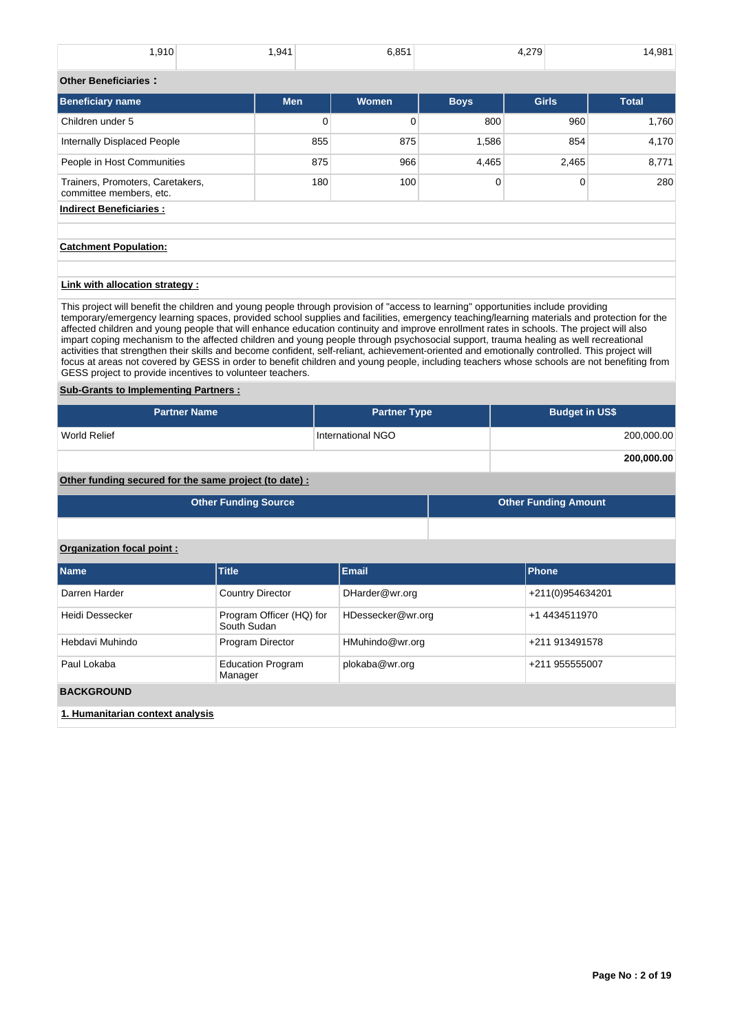| 1,910 | 1,941 | 6,851 | 4,279 | 14,981 |
|---|---|---|---|---|

**Other Beneficiaries :**

| Beneficiary name | Men | Women | Boys | Girls | Total |
|---|---|---|---|---|---|
| Children under 5 | 0 | 0 | 800 | 960 | 1,760 |
| Internally Displaced People | 855 | 875 | 1,586 | 854 | 4,170 |
| People in Host Communities | 875 | 966 | 4,465 | 2,465 | 8,771 |
| Trainers, Promoters, Caretakers, committee members, etc. | 180 | 100 | 0 | 0 | 280 |

**Indirect Beneficiaries :**

**Catchment Population:**

**Link with allocation strategy :**

This project will benefit the children and young people through provision of "access to learning" opportunities include providing temporary/emergency learning spaces, provided school supplies and facilities, emergency teaching/learning materials and protection for the affected children and young people that will enhance education continuity and improve enrollment rates in schools. The project will also impart coping mechanism to the affected children and young people through psychosocial support, trauma healing as well recreational activities that strengthen their skills and become confident, self-reliant, achievement-oriented and emotionally controlled. This project will focus at areas not covered by GESS in order to benefit children and young people, including teachers whose schools are not benefiting from GESS project to provide incentives to volunteer teachers.

**Sub-Grants to Implementing Partners :**

| Partner Name | Partner Type | Budget in US$ |
|---|---|---|
| World Relief | International NGO | 200,000.00 |
| | | **200,000.00** |

**Other funding secured for the same project (to date) :**

| Other Funding Source | Other Funding Amount |
|---|---|
| | |

**Organization focal point :**

| Name | Title | Email | Phone |
|---|---|---|---|
| Darren Harder | Country Director | DHarder@wr.org | +211(0)954634201 |
| Heidi Dessecker | Program Officer (HQ) for South Sudan | HDessecker@wr.org | +1 4434511970 |
| Hebdavi Muhindo | Program Director | HMuhindo@wr.org | +211 913491578 |
| Paul Lokaba | Education Program Manager | plokaba@wr.org | +211 955555007 |

**BACKGROUND**

**1. Humanitarian context analysis**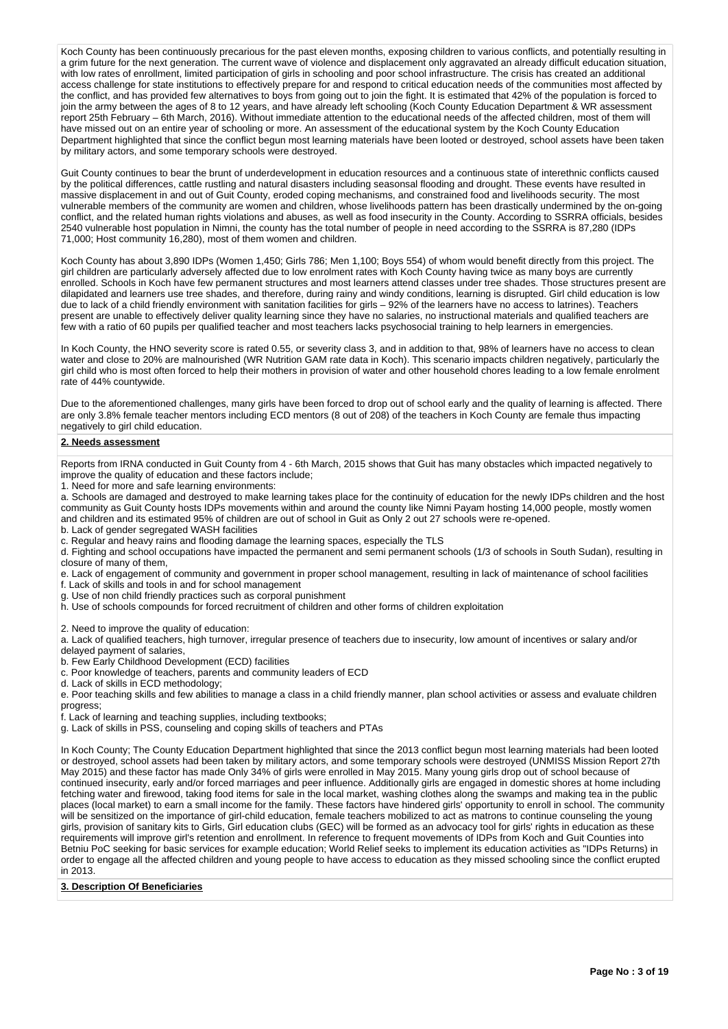Koch County has been continuously precarious for the past eleven months, exposing children to various conflicts, and potentially resulting in a grim future for the next generation. The current wave of violence and displacement only aggravated an already difficult education situation, with low rates of enrollment, limited participation of girls in schooling and poor school infrastructure. The crisis has created an additional access challenge for state institutions to effectively prepare for and respond to critical education needs of the communities most affected by the conflict, and has provided few alternatives to boys from going out to join the fight. It is estimated that 42% of the population is forced to join the army between the ages of 8 to 12 years, and have already left schooling (Koch County Education Department & WR assessment report 25th February – 6th March, 2016). Without immediate attention to the educational needs of the affected children, most of them will have missed out on an entire year of schooling or more. An assessment of the educational system by the Koch County Education Department highlighted that since the conflict begun most learning materials have been looted or destroyed, school assets have been taken by military actors, and some temporary schools were destroyed.

Guit County continues to bear the brunt of underdevelopment in education resources and a continuous state of interethnic conflicts caused by the political differences, cattle rustling and natural disasters including seasonsal flooding and drought. These events have resulted in massive displacement in and out of Guit County, eroded coping mechanisms, and constrained food and livelihoods security. The most vulnerable members of the community are women and children, whose livelihoods pattern has been drastically undermined by the on-going conflict, and the related human rights violations and abuses, as well as food insecurity in the County. According to SSRRA officials, besides 2540 vulnerable host population in Nimni, the county has the total number of people in need according to the SSRRA is 87,280 (IDPs 71,000; Host community 16,280), most of them women and children.

Koch County has about 3,890 IDPs (Women 1,450; Girls 786; Men 1,100; Boys 554) of whom would benefit directly from this project. The girl children are particularly adversely affected due to low enrolment rates with Koch County having twice as many boys are currently enrolled. Schools in Koch have few permanent structures and most learners attend classes under tree shades. Those structures present are dilapidated and learners use tree shades, and therefore, during rainy and windy conditions, learning is disrupted. Girl child education is low due to lack of a child friendly environment with sanitation facilities for girls – 92% of the learners have no access to latrines). Teachers present are unable to effectively deliver quality learning since they have no salaries, no instructional materials and qualified teachers are few with a ratio of 60 pupils per qualified teacher and most teachers lacks psychosocial training to help learners in emergencies.

In Koch County, the HNO severity score is rated 0.55, or severity class 3, and in addition to that, 98% of learners have no access to clean water and close to 20% are malnourished (WR Nutrition GAM rate data in Koch). This scenario impacts children negatively, particularly the girl child who is most often forced to help their mothers in provision of water and other household chores leading to a low female enrolment rate of 44% countywide.

Due to the aforementioned challenges, many girls have been forced to drop out of school early and the quality of learning is affected. There are only 3.8% female teacher mentors including ECD mentors (8 out of 208) of the teachers in Koch County are female thus impacting negatively to girl child education.

## 2. Needs assessment

Reports from IRNA conducted in Guit County from 4 - 6th March, 2015 shows that Guit has many obstacles which impacted negatively to improve the quality of education and these factors include;

1. Need for more and safe learning environments:

a. Schools are damaged and destroyed to make learning takes place for the continuity of education for the newly IDPs children and the host community as Guit County hosts IDPs movements within and around the county like Nimni Payam hosting 14,000 people, mostly women and children and its estimated 95% of children are out of school in Guit as Only 2 out 27 schools were re-opened.
b. Lack of gender segregated WASH facilities
c. Regular and heavy rains and flooding damage the learning spaces, especially the TLS
d. Fighting and school occupations have impacted the permanent and semi permanent schools (1/3 of schools in South Sudan), resulting in closure of many of them,
e. Lack of engagement of community and government in proper school management, resulting in lack of maintenance of school facilities
f. Lack of skills and tools in and for school management
g. Use of non child friendly practices such as corporal punishment
h. Use of schools compounds for forced recruitment of children and other forms of children exploitation

2. Need to improve the quality of education:

a. Lack of qualified teachers, high turnover, irregular presence of teachers due to insecurity, low amount of incentives or salary and/or delayed payment of salaries,
b. Few Early Childhood Development (ECD) facilities
c. Poor knowledge of teachers, parents and community leaders of ECD
d. Lack of skills in ECD methodology;
e. Poor teaching skills and few abilities to manage a class in a child friendly manner, plan school activities or assess and evaluate children progress;
f. Lack of learning and teaching supplies, including textbooks;
g. Lack of skills in PSS, counseling and coping skills of teachers and PTAs

In Koch County; The County Education Department highlighted that since the 2013 conflict begun most learning materials had been looted or destroyed, school assets had been taken by military actors, and some temporary schools were destroyed (UNMISS Mission Report 27th May 2015) and these factor has made Only 34% of girls were enrolled in May 2015. Many young girls drop out of school because of continued insecurity, early and/or forced marriages and peer influence. Additionally girls are engaged in domestic shores at home including fetching water and firewood, taking food items for sale in the local market, washing clothes along the swamps and making tea in the public places (local market) to earn a small income for the family. These factors have hindered girls' opportunity to enroll in school. The community will be sensitized on the importance of girl-child education, female teachers mobilized to act as matrons to continue counseling the young girls, provision of sanitary kits to Girls, Girl education clubs (GEC) will be formed as an advocacy tool for girls' rights in education as these requirements will improve girl's retention and enrollment. In reference to frequent movements of IDPs from Koch and Guit Counties into Betniu PoC seeking for basic services for example education; World Relief seeks to implement its education activities as "IDPs Returns) in order to engage all the affected children and young people to have access to education as they missed schooling since the conflict erupted in 2013.

## 3. Description Of Beneficiaries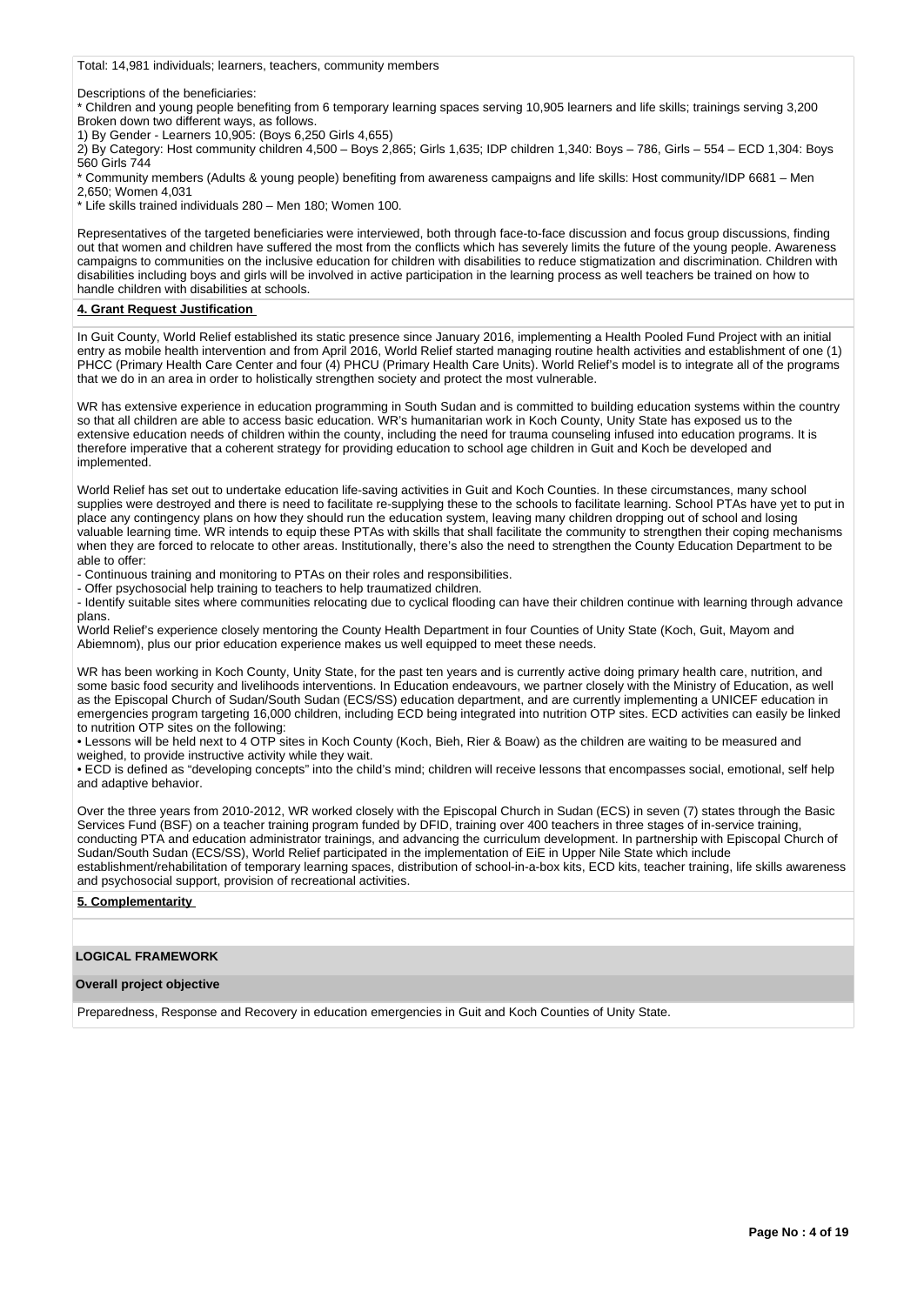Total: 14,981 individuals; learners, teachers, community members

Descriptions of the beneficiaries:

* Children and young people benefiting from 6 temporary learning spaces serving 10,905 learners and life skills; trainings serving 3,200 Broken down two different ways, as follows.

1) By Gender - Learners 10,905: (Boys 6,250 Girls 4,655)

2) By Category: Host community children 4,500 – Boys 2,865; Girls 1,635; IDP children 1,340: Boys – 786, Girls – 554 – ECD 1,304: Boys 560 Girls 744

* Community members (Adults & young people) benefiting from awareness campaigns and life skills: Host community/IDP 6681 – Men 2,650; Women 4,031

* Life skills trained individuals 280 – Men 180; Women 100.

Representatives of the targeted beneficiaries were interviewed, both through face-to-face discussion and focus group discussions, finding out that women and children have suffered the most from the conflicts which has severely limits the future of the young people. Awareness campaigns to communities on the inclusive education for children with disabilities to reduce stigmatization and discrimination. Children with disabilities including boys and girls will be involved in active participation in the learning process as well teachers be trained on how to handle children with disabilities at schools.

**4. Grant Request Justification**

In Guit County, World Relief established its static presence since January 2016, implementing a Health Pooled Fund Project with an initial entry as mobile health intervention and from April 2016, World Relief started managing routine health activities and establishment of one (1) PHCC (Primary Health Care Center and four (4) PHCU (Primary Health Care Units). World Relief's model is to integrate all of the programs that we do in an area in order to holistically strengthen society and protect the most vulnerable.

WR has extensive experience in education programming in South Sudan and is committed to building education systems within the country so that all children are able to access basic education. WR's humanitarian work in Koch County, Unity State has exposed us to the extensive education needs of children within the county, including the need for trauma counseling infused into education programs. It is therefore imperative that a coherent strategy for providing education to school age children in Guit and Koch be developed and implemented.

World Relief has set out to undertake education life-saving activities in Guit and Koch Counties. In these circumstances, many school supplies were destroyed and there is need to facilitate re-supplying these to the schools to facilitate learning. School PTAs have yet to put in place any contingency plans on how they should run the education system, leaving many children dropping out of school and losing valuable learning time. WR intends to equip these PTAs with skills that shall facilitate the community to strengthen their coping mechanisms when they are forced to relocate to other areas. Institutionally, there's also the need to strengthen the County Education Department to be able to offer:

- Continuous training and monitoring to PTAs on their roles and responsibilities.
- Offer psychosocial help training to teachers to help traumatized children.
- Identify suitable sites where communities relocating due to cyclical flooding can have their children continue with learning through advance plans.

World Relief's experience closely mentoring the County Health Department in four Counties of Unity State (Koch, Guit, Mayom and Abiemnom), plus our prior education experience makes us well equipped to meet these needs.

WR has been working in Koch County, Unity State, for the past ten years and is currently active doing primary health care, nutrition, and some basic food security and livelihoods interventions. In Education endeavours, we partner closely with the Ministry of Education, as well as the Episcopal Church of Sudan/South Sudan (ECS/SS) education department, and are currently implementing a UNICEF education in emergencies program targeting 16,000 children, including ECD being integrated into nutrition OTP sites. ECD activities can easily be linked to nutrition OTP sites on the following:

- Lessons will be held next to 4 OTP sites in Koch County (Koch, Bieh, Rier & Boaw) as the children are waiting to be measured and weighed, to provide instructive activity while they wait.
- ECD is defined as "developing concepts" into the child's mind; children will receive lessons that encompasses social, emotional, self help and adaptive behavior.

Over the three years from 2010-2012, WR worked closely with the Episcopal Church in Sudan (ECS) in seven (7) states through the Basic Services Fund (BSF) on a teacher training program funded by DFID, training over 400 teachers in three stages of in-service training, conducting PTA and education administrator trainings, and advancing the curriculum development. In partnership with Episcopal Church of Sudan/South Sudan (ECS/SS), World Relief participated in the implementation of EiE in Upper Nile State which include establishment/rehabilitation of temporary learning spaces, distribution of school-in-a-box kits, ECD kits, teacher training, life skills awareness and psychosocial support, provision of recreational activities.

**5. Complementarity**

## LOGICAL FRAMEWORK

**Overall project objective**

Preparedness, Response and Recovery in education emergencies in Guit and Koch Counties of Unity State.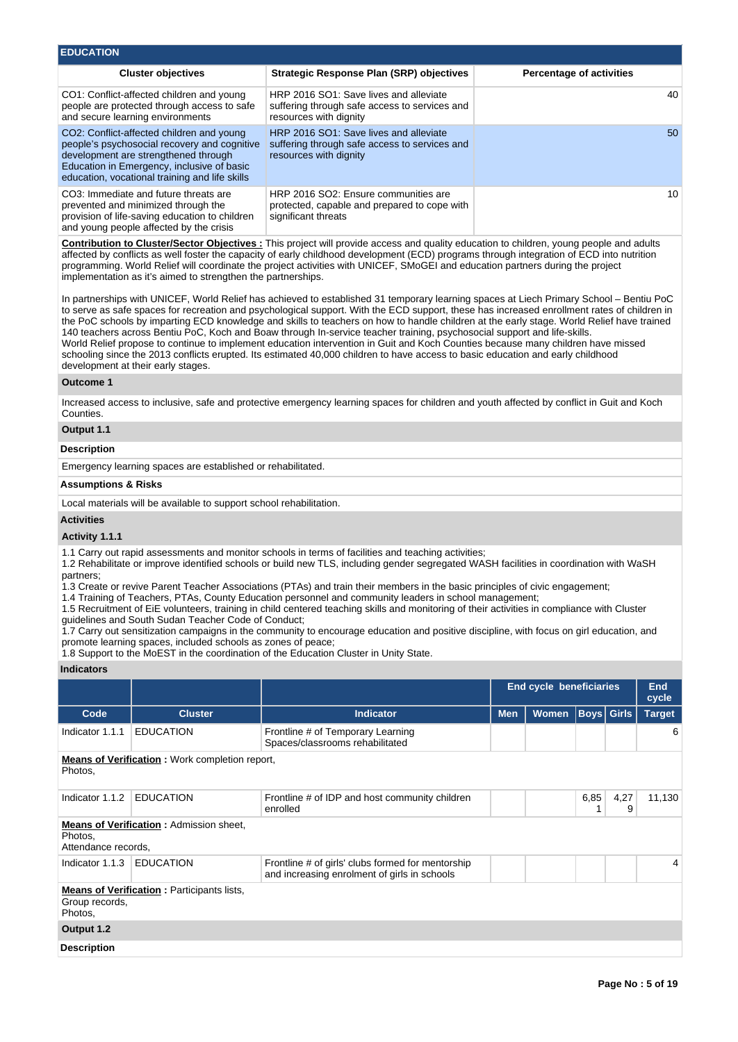## EDUCATION

| Cluster objectives | Strategic Response Plan (SRP) objectives | Percentage of activities |
|---|---|---|
| CO1: Conflict-affected children and young people are protected through access to safe and secure learning environments | HRP 2016 SO1: Save lives and alleviate suffering through safe access to services and resources with dignity | 40 |
| CO2: Conflict-affected children and young people's psychosocial recovery and cognitive development are strengthened through Education in Emergency, inclusive of basic education, vocational training and life skills | HRP 2016 SO1: Save lives and alleviate suffering through safe access to services and resources with dignity | 50 |
| CO3: Immediate and future threats are prevented and minimized through the provision of life-saving education to children and young people affected by the crisis | HRP 2016 SO2: Ensure communities are protected, capable and prepared to cope with significant threats | 10 |

**Contribution to Cluster/Sector Objectives :** This project will provide access and quality education to children, young people and adults affected by conflicts as well foster the capacity of early childhood development (ECD) programs through integration of ECD into nutrition programming. World Relief will coordinate the project activities with UNICEF, SMoGEI and education partners during the project implementation as it's aimed to strengthen the partnerships.

In partnerships with UNICEF, World Relief has achieved to established 31 temporary learning spaces at Liech Primary School – Bentiu PoC to serve as safe spaces for recreation and psychological support. With the ECD support, these has increased enrollment rates of children in the PoC schools by imparting ECD knowledge and skills to teachers on how to handle children at the early stage. World Relief have trained 140 teachers across Bentiu PoC, Koch and Boaw through In-service teacher training, psychosocial support and life-skills.
World Relief propose to continue to implement education intervention in Guit and Koch Counties because many children have missed schooling since the 2013 conflicts erupted. Its estimated 40,000 children to have access to basic education and early childhood development at their early stages.

### Outcome 1

Increased access to inclusive, safe and protective emergency learning spaces for children and youth affected by conflict in Guit and Koch Counties.

### Output 1.1

**Description**

Emergency learning spaces are established or rehabilitated.

**Assumptions & Risks**

Local materials will be available to support school rehabilitation.

**Activities**

**Activity 1.1.1**

1.1 Carry out rapid assessments and monitor schools in terms of facilities and teaching activities;
1.2 Rehabilitate or improve identified schools or build new TLS, including gender segregated WASH facilities in coordination with WaSH partners;
1.3 Create or revive Parent Teacher Associations (PTAs) and train their members in the basic principles of civic engagement;
1.4 Training of Teachers, PTAs, County Education personnel and community leaders in school management;
1.5 Recruitment of EiE volunteers, training in child centered teaching skills and monitoring of their activities in compliance with Cluster guidelines and South Sudan Teacher Code of Conduct;
1.7 Carry out sensitization campaigns in the community to encourage education and positive discipline, with focus on girl education, and promote learning spaces, included schools as zones of peace;
1.8 Support to the MoEST in the coordination of the Education Cluster in Unity State.

**Indicators**

| | | | End cycle beneficiaries | | | | End cycle |
|---|---|---|---|---|---|---|---|
| Code | Cluster | Indicator | Men | Women | Boys | Girls | Target |
| Indicator 1.1.1 | EDUCATION | Frontline # of Temporary Learning Spaces/classrooms rehabilitated | | | | | 6 |

**Means of Verification :** Work completion report,
Photos,

| Code | Cluster | Indicator | Men | Women | Boys | Girls | Target |
|---|---|---|---|---|---|---|---|
| Indicator 1.1.2 | EDUCATION | Frontline # of IDP and host community children enrolled | | | 6,851 | 4,279 | 11,130 |

**Means of Verification :** Admission sheet,
Photos,
Attendance records,

| Code | Cluster | Indicator | Men | Women | Boys | Girls | Target |
|---|---|---|---|---|---|---|---|
| Indicator 1.1.3 | EDUCATION | Frontline # of girls' clubs formed for mentorship and increasing enrolment of girls in schools | | | | | 4 |

**Means of Verification :** Participants lists,
Group records,
Photos,

### Output 1.2

**Description**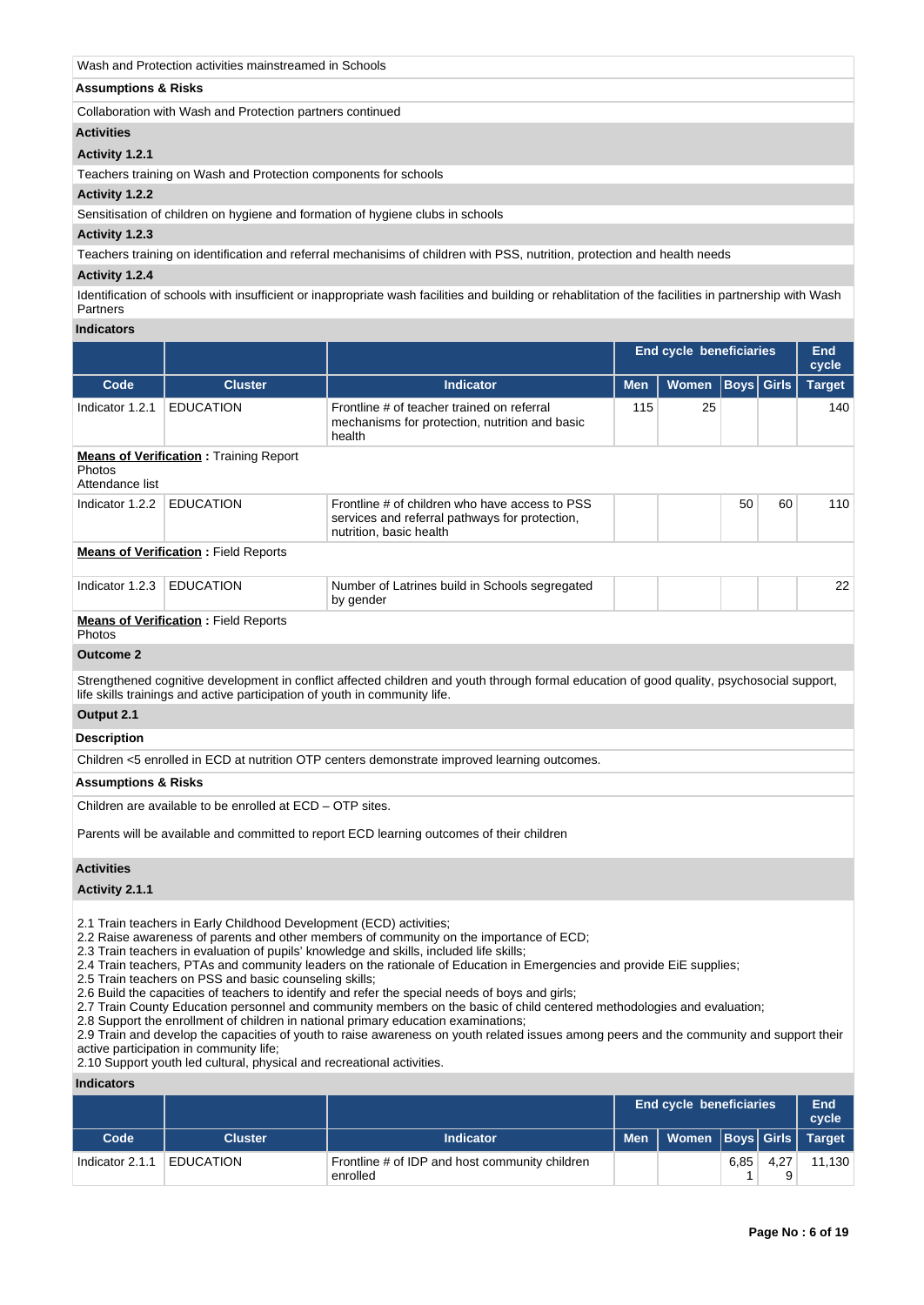Wash and Protection activities mainstreamed in Schools

**Assumptions & Risks**

Collaboration with Wash and Protection partners continued

**Activities**

**Activity 1.2.1**

Teachers training on Wash and Protection components for schools

**Activity 1.2.2**

Sensitisation of children on hygiene and formation of hygiene clubs in schools

**Activity 1.2.3**

Teachers training on identification and referral mechanisims of children with PSS, nutrition, protection and health needs

**Activity 1.2.4**

Identification of schools with insufficient or inappropriate wash facilities and building or rehablitation of the facilities in partnership with Wash Partners

**Indicators**

| | | | End cycle beneficiaries | | | | End cycle |
|---|---|---|---|---|---|---|---|
| **Code** | **Cluster** | **Indicator** | **Men** | **Women** | **Boys** | **Girls** | **Target** |
| Indicator 1.2.1 | EDUCATION | Frontline # of teacher trained on referral mechanisms for protection, nutrition and basic health | 115 | 25 | | | 140 |
| **Means of Verification :** Training Report Photos Attendance list | | | | | | | |
| Indicator 1.2.2 | EDUCATION | Frontline # of children who have access to PSS services and referral pathways for protection, nutrition, basic health | | | 50 | 60 | 110 |
| **Means of Verification :** Field Reports | | | | | | | |
| Indicator 1.2.3 | EDUCATION | Number of Latrines build in Schools segregated by gender | | | | | 22 |
| **Means of Verification :** Field Reports Photos | | | | | | | |

**Outcome 2**

Strengthened cognitive development in conflict affected children and youth through formal education of good quality, psychosocial support, life skills trainings and active participation of youth in community life.

**Output 2.1**

**Description**

Children <5 enrolled in ECD at nutrition OTP centers demonstrate improved learning outcomes.

**Assumptions & Risks**

Children are available to be enrolled at ECD – OTP sites.

Parents will be available and committed to report ECD learning outcomes of their children

**Activities**

**Activity 2.1.1**

2.1 Train teachers in Early Childhood Development (ECD) activities;
2.2 Raise awareness of parents and other members of community on the importance of ECD;
2.3 Train teachers in evaluation of pupils' knowledge and skills, included life skills;
2.4 Train teachers, PTAs and community leaders on the rationale of Education in Emergencies and provide EiE supplies;
2.5 Train teachers on PSS and basic counseling skills;
2.6 Build the capacities of teachers to identify and refer the special needs of boys and girls;
2.7 Train County Education personnel and community members on the basic of child centered methodologies and evaluation;
2.8 Support the enrollment of children in national primary education examinations;
2.9 Train and develop the capacities of youth to raise awareness on youth related issues among peers and the community and support their active participation in community life;
2.10 Support youth led cultural, physical and recreational activities.

**Indicators**

| | | | End cycle beneficiaries | | | | End cycle |
|---|---|---|---|---|---|---|---|
| **Code** | **Cluster** | **Indicator** | **Men** | **Women** | **Boys** | **Girls** | **Target** |
| Indicator 2.1.1 | EDUCATION | Frontline # of IDP and host community children enrolled | | | 6,851 | 4,279 | 11,130 |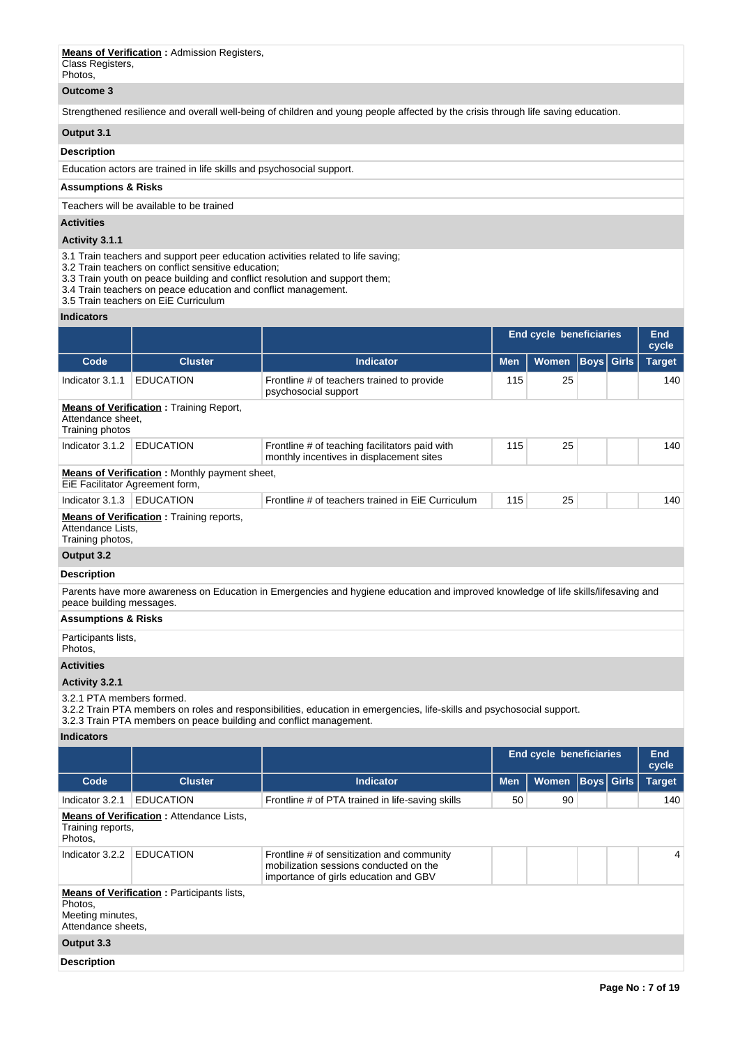**Means of Verification :** Admission Registers,
Class Registers,
Photos,

**Outcome 3**

Strengthened resilience and overall well-being of children and young people affected by the crisis through life saving education.

**Output 3.1**

**Description**

Education actors are trained in life skills and psychosocial support.

**Assumptions & Risks**

Teachers will be available to be trained

**Activities**

**Activity 3.1.1**

3.1 Train teachers and support peer education activities related to life saving;
3.2 Train teachers on conflict sensitive education;
3.3 Train youth on peace building and conflict resolution and support them;
3.4 Train teachers on peace education and conflict management.
3.5 Train teachers on EiE Curriculum

**Indicators**

| | | | End cycle beneficiaries | | | | End cycle |
|---|---|---|---|---|---|---|---|
| **Code** | **Cluster** | **Indicator** | **Men** | **Women** | **Boys** | **Girls** | **Target** |
| Indicator 3.1.1 | EDUCATION | Frontline # of teachers trained to provide psychosocial support | 115 | 25 | | | 140 |

**Means of Verification :** Training Report,
Attendance sheet,
Training photos

| | | | | | | | |
|---|---|---|---|---|---|---|---|
| Indicator 3.1.2 | EDUCATION | Frontline # of teaching facilitators paid with monthly incentives in displacement sites | 115 | 25 | | | 140 |

**Means of Verification :** Monthly payment sheet,
EiE Facilitator Agreement form,

| | | | | | | | |
|---|---|---|---|---|---|---|---|
| Indicator 3.1.3 | EDUCATION | Frontline # of teachers trained in EiE Curriculum | 115 | 25 | | | 140 |

**Means of Verification :** Training reports,
Attendance Lists,
Training photos,

**Output 3.2**

**Description**

Parents have more awareness on Education in Emergencies and hygiene education and improved knowledge of life skills/lifesaving and peace building messages.

**Assumptions & Risks**

Participants lists,
Photos,

**Activities**

**Activity 3.2.1**

3.2.1 PTA members formed.
3.2.2 Train PTA members on roles and responsibilities, education in emergencies, life-skills and psychosocial support.
3.2.3 Train PTA members on peace building and conflict management.

**Indicators**

| | | | End cycle beneficiaries | | | | End cycle |
|---|---|---|---|---|---|---|---|
| **Code** | **Cluster** | **Indicator** | **Men** | **Women** | **Boys** | **Girls** | **Target** |
| Indicator 3.2.1 | EDUCATION | Frontline # of PTA trained in life-saving skills | 50 | 90 | | | 140 |

**Means of Verification :** Attendance Lists,
Training reports,
Photos,

| | | | | | | | |
|---|---|---|---|---|---|---|---|
| Indicator 3.2.2 | EDUCATION | Frontline # of sensitization and community mobilization sessions conducted on the importance of girls education and GBV | | | | | 4 |

**Means of Verification :** Participants lists,
Photos,
Meeting minutes,
Attendance sheets,

**Output 3.3**

**Description**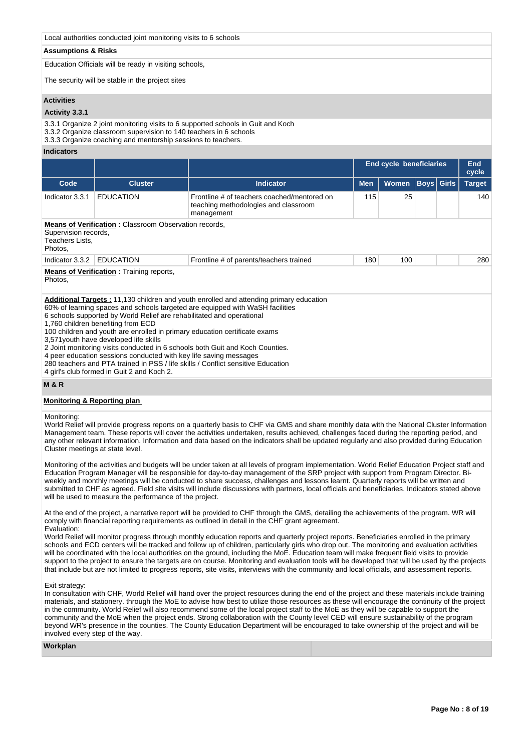Local authorities conducted joint monitoring visits to 6 schools

**Assumptions & Risks**

Education Officials will be ready in visiting schools,

The security will be stable in the project sites

### Activities

**Activity 3.3.1**

3.3.1 Organize 2 joint monitoring visits to 6 supported schools in Guit and Koch
3.3.2 Organize classroom supervision to 140 teachers in 6 schools
3.3.3 Organize coaching and mentorship sessions to teachers.

**Indicators**

| | | | End cycle beneficiaries | | | | End cycle |
|---|---|---|---|---|---|---|---|
| Code | Cluster | Indicator | Men | Women | Boys | Girls | Target |
| Indicator 3.3.1 | EDUCATION | Frontline # of teachers coached/mentored on teaching methodologies and classroom management | 115 | 25 | | | 140 |
| Indicator 3.3.2 | EDUCATION | Frontline # of parents/teachers trained | 180 | 100 | | | 280 |

**Means of Verification** (Indicator 3.3.1) **:** Classroom Observation records,
Supervision records,
Teachers Lists,
Photos,

**Means of Verification** (Indicator 3.3.2) **:** Training reports,
Photos,

**Additional Targets :** 11,130 children and youth enrolled and attending primary education
60% of learning spaces and schools targeted are equipped with WaSH facilities
6 schools supported by World Relief are rehabilitated and operational
1,760 children benefiting from ECD
100 children and youth are enrolled in primary education certificate exams
3,571youth have developed life skills
2 Joint monitoring visits conducted in 6 schools both Guit and Koch Counties.
4 peer education sessions conducted with key life saving messages
280 teachers and PTA trained in PSS / life skills / Conflict sensitive Education
4 girl's club formed in Guit 2 and Koch 2.

### M & R

**Monitoring & Reporting plan**

Monitoring:
World Relief will provide progress reports on a quarterly basis to CHF via GMS and share monthly data with the National Cluster Information Management team. These reports will cover the activities undertaken, results achieved, challenges faced during the reporting period, and any other relevant information. Information and data based on the indicators shall be updated regularly and also provided during Education Cluster meetings at state level.

Monitoring of the activities and budgets will be under taken at all levels of program implementation. World Relief Education Project staff and Education Program Manager will be responsible for day-to-day management of the SRP project with support from Program Director. Bi-weekly and monthly meetings will be conducted to share success, challenges and lessons learnt. Quarterly reports will be written and submitted to CHF as agreed. Field site visits will include discussions with partners, local officials and beneficiaries. Indicators stated above will be used to measure the performance of the project.

At the end of the project, a narrative report will be provided to CHF through the GMS, detailing the achievements of the program. WR will comply with financial reporting requirements as outlined in detail in the CHF grant agreement.
Evaluation:
World Relief will monitor progress through monthly education reports and quarterly project reports. Beneficiaries enrolled in the primary schools and ECD centers will be tracked and follow up of children, particularly girls who drop out. The monitoring and evaluation activities will be coordinated with the local authorities on the ground, including the MoE. Education team will make frequent field visits to provide support to the project to ensure the targets are on course. Monitoring and evaluation tools will be developed that will be used by the projects that include but are not limited to progress reports, site visits, interviews with the community and local officials, and assessment reports.

Exit strategy:
In consultation with CHF, World Relief will hand over the project resources during the end of the project and these materials include training materials, and stationery. through the MoE to advise how best to utilize those resources as these will encourage the continuity of the project in the community. World Relief will also recommend some of the local project staff to the MoE as they will be capable to support the community and the MoE when the project ends. Strong collaboration with the County level CED will ensure sustainability of the program beyond WR's presence in the counties. The County Education Department will be encouraged to take ownership of the project and will be involved every step of the way.

**Workplan**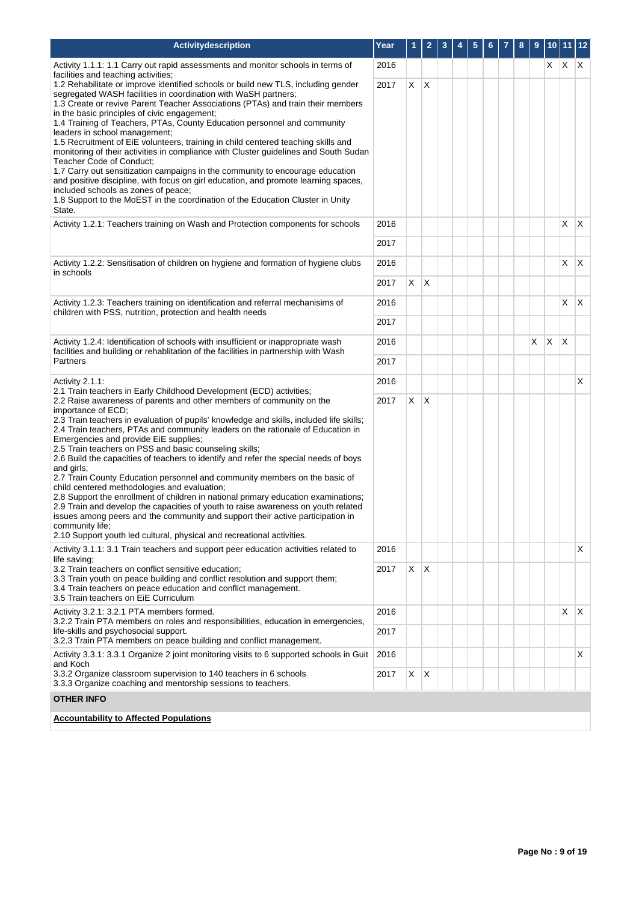| Activitydescription | Year | 1 | 2 | 3 | 4 | 5 | 6 | 7 | 8 | 9 | 10 | 11 | 12 |
|---|---|---|---|---|---|---|---|---|---|---|---|---|---|
| Activity 1.1.1: 1.1 Carry out rapid assessments and monitor schools in terms of facilities and teaching activities;<br>1.2 Rehabilitate or improve identified schools or build new TLS, including gender segregated WASH facilities in coordination with WaSH partners;<br>1.3 Create or revive Parent Teacher Associations (PTAs) and train their members in the basic principles of civic engagement;<br>1.4 Training of Teachers, PTAs, County Education personnel and community leaders in school management;<br>1.5 Recruitment of EiE volunteers, training in child centered teaching skills and monitoring of their activities in compliance with Cluster guidelines and South Sudan Teacher Code of Conduct;<br>1.7 Carry out sensitization campaigns in the community to encourage education and positive discipline, with focus on girl education, and promote learning spaces, included schools as zones of peace;<br>1.8 Support to the MoEST in the coordination of the Education Cluster in Unity State. | 2016 | | | | | | | | | | X | X | X |
| | 2017 | X | X | | | | | | | | | | |
| Activity 1.2.1: Teachers training on Wash and Protection components for schools | 2016 | | | | | | | | | | | X | X |
| | 2017 | | | | | | | | | | | | |
| Activity 1.2.2: Sensitisation of children on hygiene and formation of hygiene clubs in schools | 2016 | | | | | | | | | | | X | X |
| | 2017 | X | X | | | | | | | | | | |
| Activity 1.2.3: Teachers training on identification and referral mechanisims of children with PSS, nutrition, protection and health needs | 2016 | | | | | | | | | | | X | X |
| | 2017 | | | | | | | | | | | | |
| Activity 1.2.4: Identification of schools with insufficient or inappropriate wash facilities and building or rehablitation of the facilities in partnership with Wash Partners | 2016 | | | | | | | | | X | X | X | |
| | 2017 | | | | | | | | | | | | |
| Activity 2.1.1:<br>2.1 Train teachers in Early Childhood Development (ECD) activities;<br>2.2 Raise awareness of parents and other members of community on the importance of ECD;<br>2.3 Train teachers in evaluation of pupils' knowledge and skills, included life skills;<br>2.4 Train teachers, PTAs and community leaders on the rationale of Education in Emergencies and provide EiE supplies;<br>2.5 Train teachers on PSS and basic counseling skills;<br>2.6 Build the capacities of teachers to identify and refer the special needs of boys and girls;<br>2.7 Train County Education personnel and community members on the basic of child centered methodologies and evaluation;<br>2.8 Support the enrollment of children in national primary education examinations;<br>2.9 Train and develop the capacities of youth to raise awareness on youth related issues among peers and the community and support their active participation in community life;<br>2.10 Support youth led cultural, physical and recreational activities. | 2016 | | | | | | | | | | | | X |
| | 2017 | X | X | | | | | | | | | | |
| Activity 3.1.1: 3.1 Train teachers and support peer education activities related to life saving;<br>3.2 Train teachers on conflict sensitive education;<br>3.3 Train youth on peace building and conflict resolution and support them;<br>3.4 Train teachers on peace education and conflict management.<br>3.5 Train teachers on EiE Curriculum | 2016 | | | | | | | | | | | | X |
| | 2017 | X | X | | | | | | | | | | |
| Activity 3.2.1: 3.2.1 PTA members formed.<br>3.2.2 Train PTA members on roles and responsibilities, education in emergencies, life-skills and psychosocial support.<br>3.2.3 Train PTA members on peace building and conflict management. | 2016 | | | | | | | | | | | X | X |
| | 2017 | | | | | | | | | | | | |
| Activity 3.3.1: 3.3.1 Organize 2 joint monitoring visits to 6 supported schools in Guit and Koch<br>3.3.2 Organize classroom supervision to 140 teachers in 6 schools<br>3.3.3 Organize coaching and mentorship sessions to teachers. | 2016 | | | | | | | | | | | | X |
| | 2017 | X | X | | | | | | | | | | |

**OTHER INFO**

**Accountability to Affected Populations**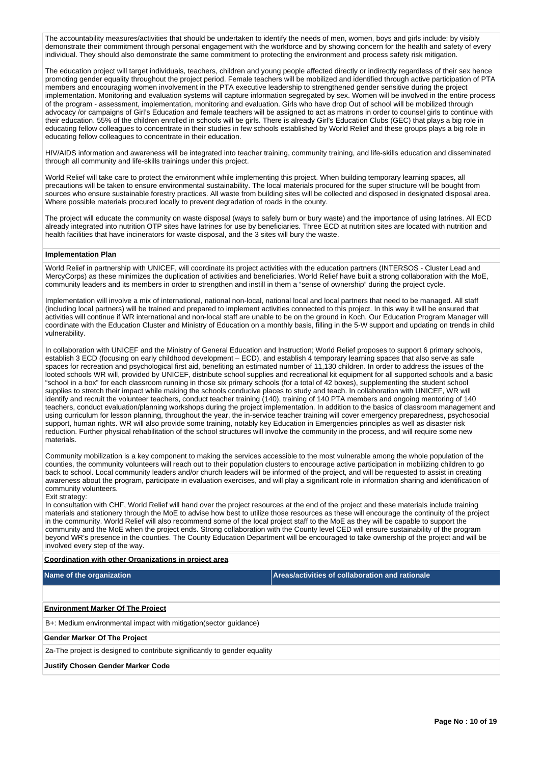The accountability measures/activities that should be undertaken to identify the needs of men, women, boys and girls include: by visibly demonstrate their commitment through personal engagement with the workforce and by showing concern for the health and safety of every individual. They should also demonstrate the same commitment to protecting the environment and process safety risk mitigation.

The education project will target individuals, teachers, children and young people affected directly or indirectly regardless of their sex hence promoting gender equality throughout the project period. Female teachers will be mobilized and identified through active participation of PTA members and encouraging women involvement in the PTA executive leadership to strengthened gender sensitive during the project implementation. Monitoring and evaluation systems will capture information segregated by sex. Women will be involved in the entire process of the program - assessment, implementation, monitoring and evaluation. Girls who have drop Out of school will be mobilized through advocacy /or campaigns of Girl's Education and female teachers will be assigned to act as matrons in order to counsel girls to continue with their education. 55% of the children enrolled in schools will be girls. There is already Girl's Education Clubs (GEC) that plays a big role in educating fellow colleagues to concentrate in their studies in few schools established by World Relief and these groups plays a big role in educating fellow colleagues to concentrate in their education.

HIV/AIDS information and awareness will be integrated into teacher training, community training, and life-skills education and disseminated through all community and life-skills trainings under this project.

World Relief will take care to protect the environment while implementing this project. When building temporary learning spaces, all precautions will be taken to ensure environmental sustainability. The local materials procured for the super structure will be bought from sources who ensure sustainable forestry practices. All waste from building sites will be collected and disposed in designated disposal area. Where possible materials procured locally to prevent degradation of roads in the county.

The project will educate the community on waste disposal (ways to safely burn or bury waste) and the importance of using latrines. All ECD already integrated into nutrition OTP sites have latrines for use by beneficiaries. Three ECD at nutrition sites are located with nutrition and health facilities that have incinerators for waste disposal, and the 3 sites will bury the waste.

**Implementation Plan**

World Relief in partnership with UNICEF, will coordinate its project activities with the education partners (INTERSOS - Cluster Lead and MercyCorps) as these minimizes the duplication of activities and beneficiaries. World Relief have built a strong collaboration with the MoE, community leaders and its members in order to strengthen and instill in them a "sense of ownership" during the project cycle.

Implementation will involve a mix of international, national non-local, national local and local partners that need to be managed. All staff (including local partners) will be trained and prepared to implement activities connected to this project. In this way it will be ensured that activities will continue if WR international and non-local staff are unable to be on the ground in Koch. Our Education Program Manager will coordinate with the Education Cluster and Ministry of Education on a monthly basis, filling in the 5-W support and updating on trends in child vulnerability.

In collaboration with UNICEF and the Ministry of General Education and Instruction; World Relief proposes to support 6 primary schools, establish 3 ECD (focusing on early childhood development – ECD), and establish 4 temporary learning spaces that also serve as safe spaces for recreation and psychological first aid, benefiting an estimated number of 11,130 children. In order to address the issues of the looted schools WR will, provided by UNICEF, distribute school supplies and recreational kit equipment for all supported schools and a basic "school in a box" for each classroom running in those six primary schools (for a total of 42 boxes), supplementing the student school supplies to stretch their impact while making the schools conducive places to study and teach. In collaboration with UNICEF, WR will identify and recruit the volunteer teachers, conduct teacher training (140), training of 140 PTA members and ongoing mentoring of 140 teachers, conduct evaluation/planning workshops during the project implementation. In addition to the basics of classroom management and using curriculum for lesson planning, throughout the year, the in-service teacher training will cover emergency preparedness, psychosocial support, human rights. WR will also provide some training, notably key Education in Emergencies principles as well as disaster risk reduction. Further physical rehabilitation of the school structures will involve the community in the process, and will require some new materials.

Community mobilization is a key component to making the services accessible to the most vulnerable among the whole population of the counties, the community volunteers will reach out to their population clusters to encourage active participation in mobilizing children to go back to school. Local community leaders and/or church leaders will be informed of the project, and will be requested to assist in creating awareness about the program, participate in evaluation exercises, and will play a significant role in information sharing and identification of community volunteers.

Exit strategy:

In consultation with CHF, World Relief will hand over the project resources at the end of the project and these materials include training materials and stationery through the MoE to advise how best to utilize those resources as these will encourage the continuity of the project in the community. World Relief will also recommend some of the local project staff to the MoE as they will be capable to support the community and the MoE when the project ends. Strong collaboration with the County level CED will ensure sustainability of the program beyond WR's presence in the counties. The County Education Department will be encouraged to take ownership of the project and will be involved every step of the way.

**Coordination with other Organizations in project area**

| Name of the organization | Areas/activities of collaboration and rationale |
|---|---|
| | |

**Environment Marker Of The Project**

B+: Medium environmental impact with mitigation(sector guidance)

**Gender Marker Of The Project**

2a-The project is designed to contribute significantly to gender equality

**Justify Chosen Gender Marker Code**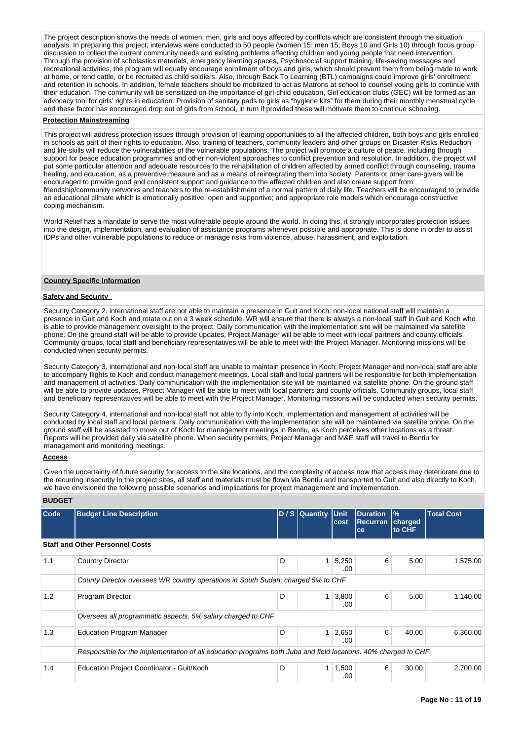The project description shows the needs of women, men, girls and boys affected by conflicts which are consistent through the situation analysis. In preparing this project, interviews were conducted to 50 people (women 15; men 15; Boys 10 and Girls 10) through focus group discussion to collect the current community needs and existing problems affecting children and young people that need intervention. Through the provision of scholastics materials, emergency learning spaces, Psychosocial support training, life-saving messages and recreational activities, the program will equally encourage enrollment of boys and girls, which should prevent them from being made to work at home, or tend cattle, or be recruited as child soldiers. Also, through Back To Learning (BTL) campaigns could improve girls' enrollment and retention in schools. In addition, female teachers should be mobilized to act as Matrons at school to counsel young girls to continue with their education. The community will be sensitized on the importance of girl-child education, Girl education clubs (GEC) will be formed as an advocacy tool for girls' rights in education. Provision of sanitary pads to girls as "hygiene kits" for them during their monthly menstrual cycle and these factor has encouraged drop out of girls from school, in turn if provided these will motivate them to continue schooling.

**Protection Mainstreaming**

This project will address protection issues through provision of learning opportunities to all the affected children, both boys and girls enrolled in schools as part of their rights to education. Also, training of teachers, community leaders and other groups on Disaster Risks Reduction and life-skills will reduce the vulnerabilities of the vulnerable populations. The project will promote a culture of peace, including through support for peace education programmes and other non-violent approaches to conflict prevention and resolution. In addition, the project will put some particular attention and adequate resources to the rehabilitation of children affected by armed conflict through counseling, trauma healing, and education, as a preventive measure and as a means of reintegrating them into society. Parents or other care-givers will be encouraged to provide good and consistent support and guidance to the affected children and also create support from friendship/community networks and teachers to the re-establishment of a normal pattern of daily life. Teachers will be encouraged to provide an educational climate which is emotionally positive, open and supportive; and appropriate role models which encourage constructive coping mechanism.

World Relief has a mandate to serve the most vulnerable people around the world. In doing this, it strongly incorporates protection issues into the design, implementation, and evaluation of assistance programs whenever possible and appropriate. This is done in order to assist IDPs and other vulnerable populations to reduce or manage risks from violence, abuse, harassment, and exploitation.

**Country Specific Information**

**Safety and Security**

Security Category 2, international staff are not able to maintain a presence in Guit and Koch: non-local national staff will maintain a presence in Guit and Koch and rotate out on a 3 week schedule. WR will ensure that there is always a non-local staff in Guit and Koch who is able to provide management oversight to the project. Daily communication with the implementation site will be maintained via satellite phone. On the ground staff will be able to provide updates, Project Manager will be able to meet with local partners and county officials. Community groups, local staff and beneficiary representatives will be able to meet with the Project Manager. Monitoring missions will be conducted when security permits.

Security Category 3, international and non-local staff are unable to maintain presence in Koch: Project Manager and non-local staff are able to accompany flights to Koch and conduct management meetings. Local staff and local partners will be responsible for both implementation and management of activities. Daily communication with the implementation site will be maintained via satellite phone. On the ground staff will be able to provide updates, Project Manager will be able to meet with local partners and county officials. Community groups, local staff and beneficiary representatives will be able to meet with the Project Manager. Monitoring missions will be conducted when security permits.

Security Category 4, international and non-local staff not able to fly into Koch: implementation and management of activities will be conducted by local staff and local partners. Daily communication with the implementation site will be maintained via satellite phone. On the ground staff will be assisted to move out of Koch for management meetings in Bentiu, as Koch perceives other locations as a threat. Reports will be provided daily via satellite phone. When security permits, Project Manager and M&E staff will travel to Bentiu for management and monitoring meetings.

**Access**

Given the uncertainty of future security for access to the site locations, and the complexity of access now that access may deteriorate due to the recurring insecurity in the project sites, all staff and materials must be flown via Bentiu and transported to Guit and also directly to Koch, we have envisioned the following possible scenarios and implications for project management and implementation.

## BUDGET

| Code | Budget Line Description | D / S | Quantity | Unit cost | Duration Recurrance | % charged to CHF | Total Cost |
|---|---|---|---|---|---|---|---|
| **Staff and Other Personnel Costs** | | | | | | | |
| 1.1 | Country Director | D | 1 | 5,250.00 | 6 | 5.00 | 1,575.00 |
| | *County Director oversees WR country operations in South Sudan, charged 5% to CHF* | | | | | | |
| 1.2 | Program Director | D | 1 | 3,800.00 | 6 | 5.00 | 1,140.00 |
| | *Oversees all programmatic aspects. 5% salary charged to CHF* | | | | | | |
| 1.3 | Education Program Manager | D | 1 | 2,650.00 | 6 | 40.00 | 6,360.00 |
| | *Responsible for the implementation of all education programs both Juba and field locations. 40% charged to CHF.* | | | | | | |
| 1.4 | Education Project Coordinator - Guit/Koch | D | 1 | 1,500.00 | 6 | 30.00 | 2,700.00 |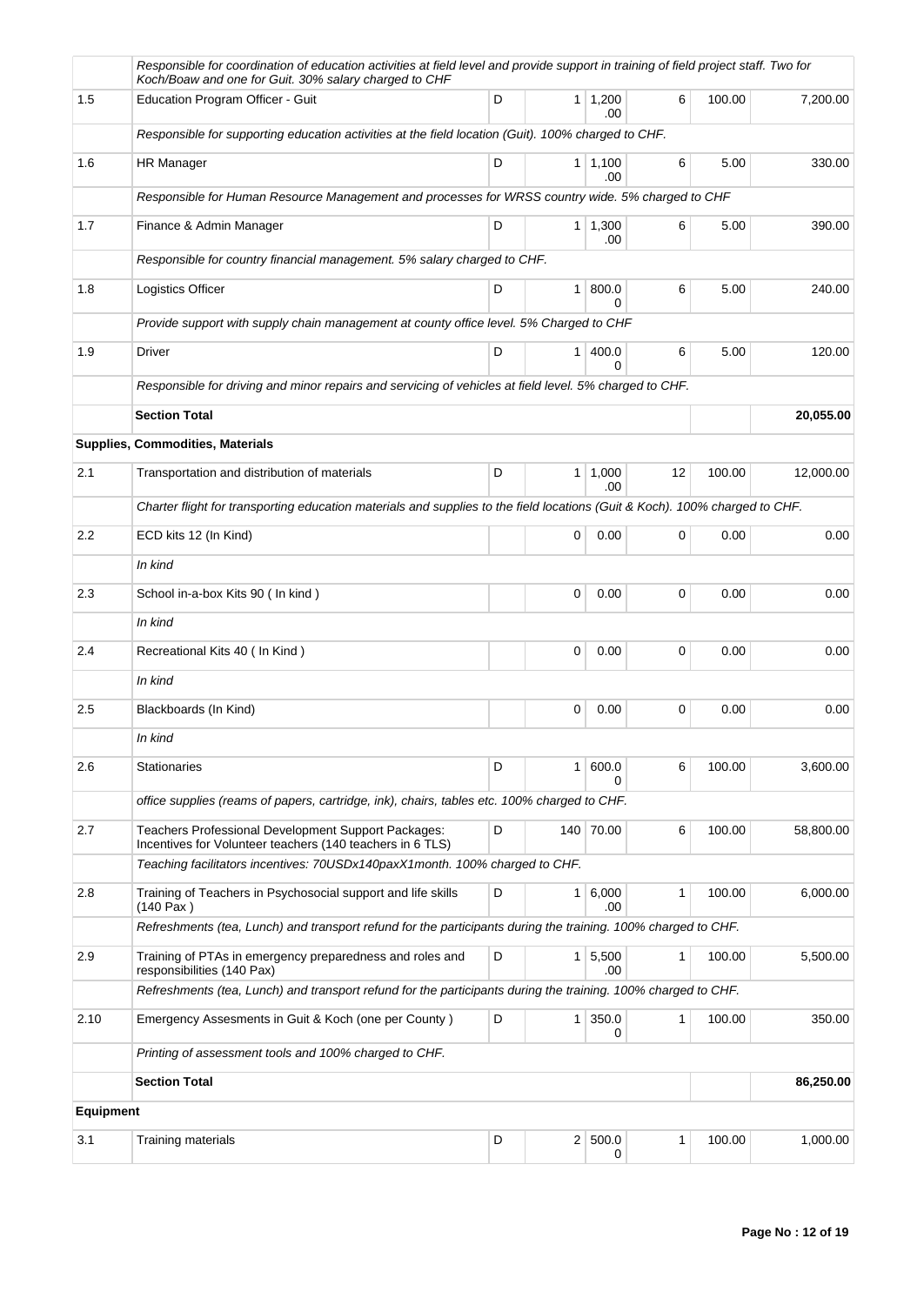| | | | | | | | |
|---|---|---|---|---|---|---|---|
| | *Responsible for coordination of education activities at field level and provide support in training of field project staff. Two for Koch/Boaw and one for Guit. 30% salary charged to CHF* | | | | | | |
| 1.5 | Education Program Officer - Guit | D | 1 | 1,200.00 | 6 | 100.00 | 7,200.00 |
| | *Responsible for supporting education activities at the field location (Guit). 100% charged to CHF.* | | | | | | |
| 1.6 | HR Manager | D | 1 | 1,100.00 | 6 | 5.00 | 330.00 |
| | *Responsible for Human Resource Management and processes for WRSS country wide. 5% charged to CHF* | | | | | | |
| 1.7 | Finance & Admin Manager | D | 1 | 1,300.00 | 6 | 5.00 | 390.00 |
| | *Responsible for country financial management. 5% salary charged to CHF.* | | | | | | |
| 1.8 | Logistics Officer | D | 1 | 800.00 | 6 | 5.00 | 240.00 |
| | *Provide support with supply chain management at county office level. 5% Charged to CHF* | | | | | | |
| 1.9 | Driver | D | 1 | 400.00 | 6 | 5.00 | 120.00 |
| | *Responsible for driving and minor repairs and servicing of vehicles at field level. 5% charged to CHF.* | | | | | | |
| | **Section Total** | | | | | | **20,055.00** |
| **Supplies, Commodities, Materials** | | | | | | | |
| 2.1 | Transportation and distribution of materials | D | 1 | 1,000.00 | 12 | 100.00 | 12,000.00 |
| | *Charter flight for transporting education materials and supplies to the field locations (Guit & Koch). 100% charged to CHF.* | | | | | | |
| 2.2 | ECD kits 12 (In Kind) | | 0 | 0.00 | 0 | 0.00 | 0.00 |
| | *In kind* | | | | | | |
| 2.3 | School in-a-box Kits 90 ( In kind ) | | 0 | 0.00 | 0 | 0.00 | 0.00 |
| | *In kind* | | | | | | |
| 2.4 | Recreational Kits 40 ( In Kind ) | | 0 | 0.00 | 0 | 0.00 | 0.00 |
| | *In kind* | | | | | | |
| 2.5 | Blackboards (In Kind) | | 0 | 0.00 | 0 | 0.00 | 0.00 |
| | *In kind* | | | | | | |
| 2.6 | Stationaries | D | 1 | 600.00 | 6 | 100.00 | 3,600.00 |
| | *office supplies (reams of papers, cartridge, ink), chairs, tables etc. 100% charged to CHF.* | | | | | | |
| 2.7 | Teachers Professional Development Support Packages: Incentives for Volunteer teachers (140 teachers in 6 TLS) | D | 140 | 70.00 | 6 | 100.00 | 58,800.00 |
| | *Teaching facilitators incentives: 70USDx140paxX1month. 100% charged to CHF.* | | | | | | |
| 2.8 | Training of Teachers in Psychosocial support and life skills (140 Pax ) | D | 1 | 6,000.00 | 1 | 100.00 | 6,000.00 |
| | *Refreshments (tea, Lunch) and transport refund for the participants during the training. 100% charged to CHF.* | | | | | | |
| 2.9 | Training of PTAs in emergency preparedness and roles and responsibilities (140 Pax) | D | 1 | 5,500.00 | 1 | 100.00 | 5,500.00 |
| | *Refreshments (tea, Lunch) and transport refund for the participants during the training. 100% charged to CHF.* | | | | | | |
| 2.10 | Emergency Assesments in Guit & Koch (one per County ) | D | 1 | 350.00 | 1 | 100.00 | 350.00 |
| | *Printing of assessment tools and 100% charged to CHF.* | | | | | | |
| | **Section Total** | | | | | | **86,250.00** |
| **Equipment** | | | | | | | |
| 3.1 | Training materials | D | 2 | 500.00 | 1 | 100.00 | 1,000.00 |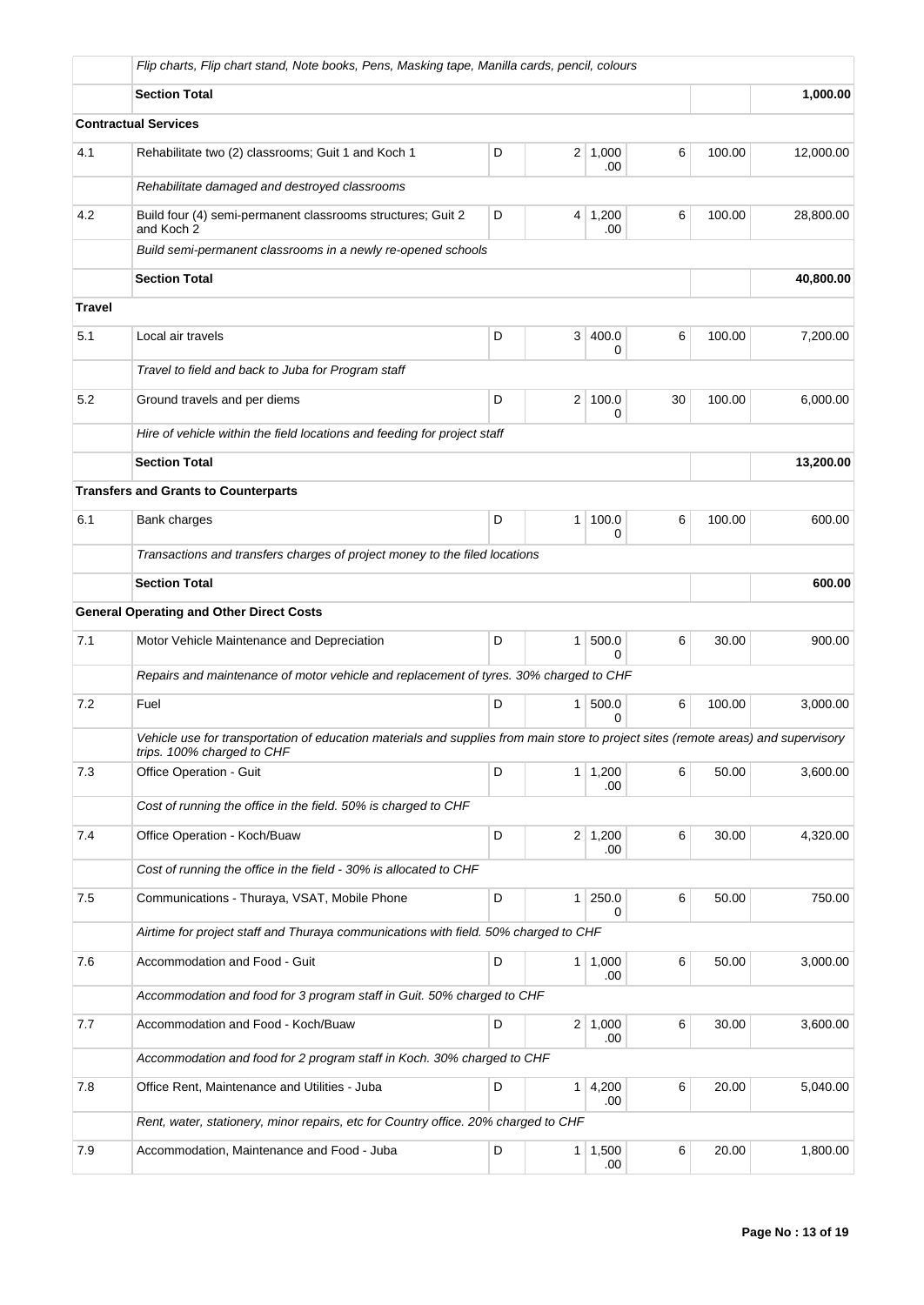| | | | | | | | |
|---|---|---|---|---|---|---|---|
| | *Flip charts, Flip chart stand, Note books, Pens, Masking tape, Manilla cards, pencil, colours* | | | | | | |
| | **Section Total** | | | | | | **1,000.00** |
| **Contractual Services** | | | | | | | |
| 4.1 | Rehabilitate two (2) classrooms; Guit 1 and Koch 1 | D | 2 | 1,000.00 | 6 | 100.00 | 12,000.00 |
| | *Rehabilitate damaged and destroyed classrooms* | | | | | | |
| 4.2 | Build four (4) semi-permanent classrooms structures; Guit 2 and Koch 2 | D | 4 | 1,200.00 | 6 | 100.00 | 28,800.00 |
| | *Build semi-permanent classrooms in a newly re-opened schools* | | | | | | |
| | **Section Total** | | | | | | **40,800.00** |
| **Travel** | | | | | | | |
| 5.1 | Local air travels | D | 3 | 400.00 | 6 | 100.00 | 7,200.00 |
| | *Travel to field and back to Juba for Program staff* | | | | | | |
| 5.2 | Ground travels and per diems | D | 2 | 100.00 | 30 | 100.00 | 6,000.00 |
| | *Hire of vehicle within the field locations and feeding for project staff* | | | | | | |
| | **Section Total** | | | | | | **13,200.00** |
| **Transfers and Grants to Counterparts** | | | | | | | |
| 6.1 | Bank charges | D | 1 | 100.00 | 6 | 100.00 | 600.00 |
| | *Transactions and transfers charges of project money to the filed locations* | | | | | | |
| | **Section Total** | | | | | | **600.00** |
| **General Operating and Other Direct Costs** | | | | | | | |
| 7.1 | Motor Vehicle Maintenance and Depreciation | D | 1 | 500.00 | 6 | 30.00 | 900.00 |
| | *Repairs and maintenance of motor vehicle and replacement of tyres. 30% charged to CHF* | | | | | | |
| 7.2 | Fuel | D | 1 | 500.00 | 6 | 100.00 | 3,000.00 |
| | *Vehicle use for transportation of education materials and supplies from main store to project sites (remote areas) and supervisory trips. 100% charged to CHF* | | | | | | |
| 7.3 | Office Operation - Guit | D | 1 | 1,200.00 | 6 | 50.00 | 3,600.00 |
| | *Cost of running the office in the field. 50% is charged to CHF* | | | | | | |
| 7.4 | Office Operation - Koch/Buaw | D | 2 | 1,200.00 | 6 | 30.00 | 4,320.00 |
| | *Cost of running the office in the field - 30% is allocated to CHF* | | | | | | |
| 7.5 | Communications - Thuraya, VSAT, Mobile Phone | D | 1 | 250.00 | 6 | 50.00 | 750.00 |
| | *Airtime for project staff and Thuraya communications with field. 50% charged to CHF* | | | | | | |
| 7.6 | Accommodation and Food - Guit | D | 1 | 1,000.00 | 6 | 50.00 | 3,000.00 |
| | *Accommodation and food for 3 program staff in Guit. 50% charged to CHF* | | | | | | |
| 7.7 | Accommodation and Food - Koch/Buaw | D | 2 | 1,000.00 | 6 | 30.00 | 3,600.00 |
| | *Accommodation and food for 2 program staff in Koch. 30% charged to CHF* | | | | | | |
| 7.8 | Office Rent, Maintenance and Utilities - Juba | D | 1 | 4,200.00 | 6 | 20.00 | 5,040.00 |
| | *Rent, water, stationery, minor repairs, etc for Country office. 20% charged to CHF* | | | | | | |
| 7.9 | Accommodation, Maintenance and Food - Juba | D | 1 | 1,500.00 | 6 | 20.00 | 1,800.00 |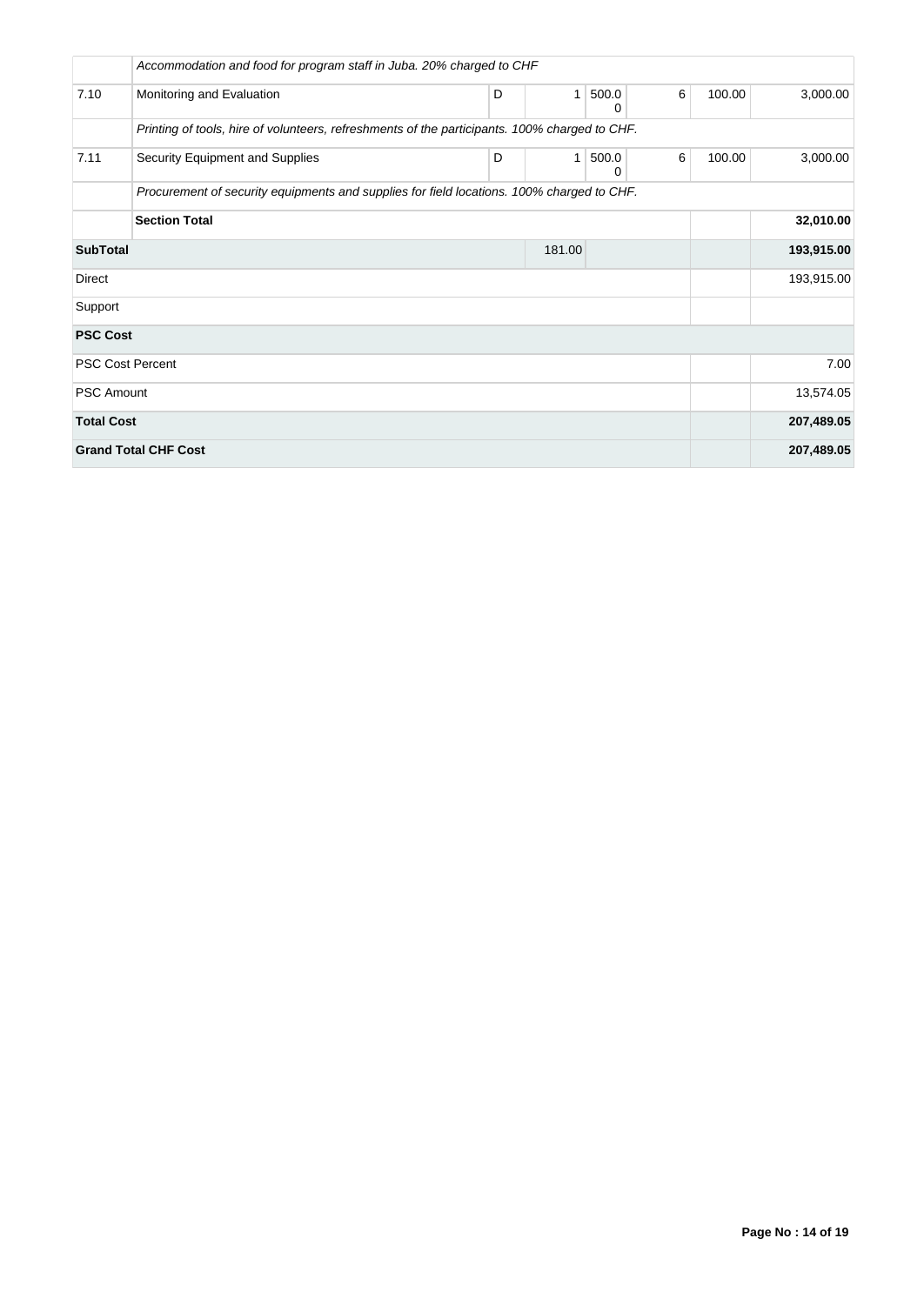| | | | | | | | |
|---|---|---|---|---|---|---|---|
| | *Accommodation and food for program staff in Juba. 20% charged to CHF* | | | | | | |
| 7.10 | Monitoring and Evaluation | D | 1 | 500.00 | 6 | 100.00 | 3,000.00 |
| | *Printing of tools, hire of volunteers, refreshments of the participants. 100% charged to CHF.* | | | | | | |
| 7.11 | Security Equipment and Supplies | D | 1 | 500.00 | 6 | 100.00 | 3,000.00 |
| | *Procurement of security equipments and supplies for field locations. 100% charged to CHF.* | | | | | | |
| | **Section Total** | | | | | | **32,010.00** |
| **SubTotal** | | | 181.00 | | | | **193,915.00** |
| Direct | | | | | | | 193,915.00 |
| Support | | | | | | | |
| **PSC Cost** | | | | | | | |
| PSC Cost Percent | | | | | | | 7.00 |
| PSC Amount | | | | | | | 13,574.05 |
| **Total Cost** | | | | | | | **207,489.05** |
| **Grand Total CHF Cost** | | | | | | | **207,489.05** |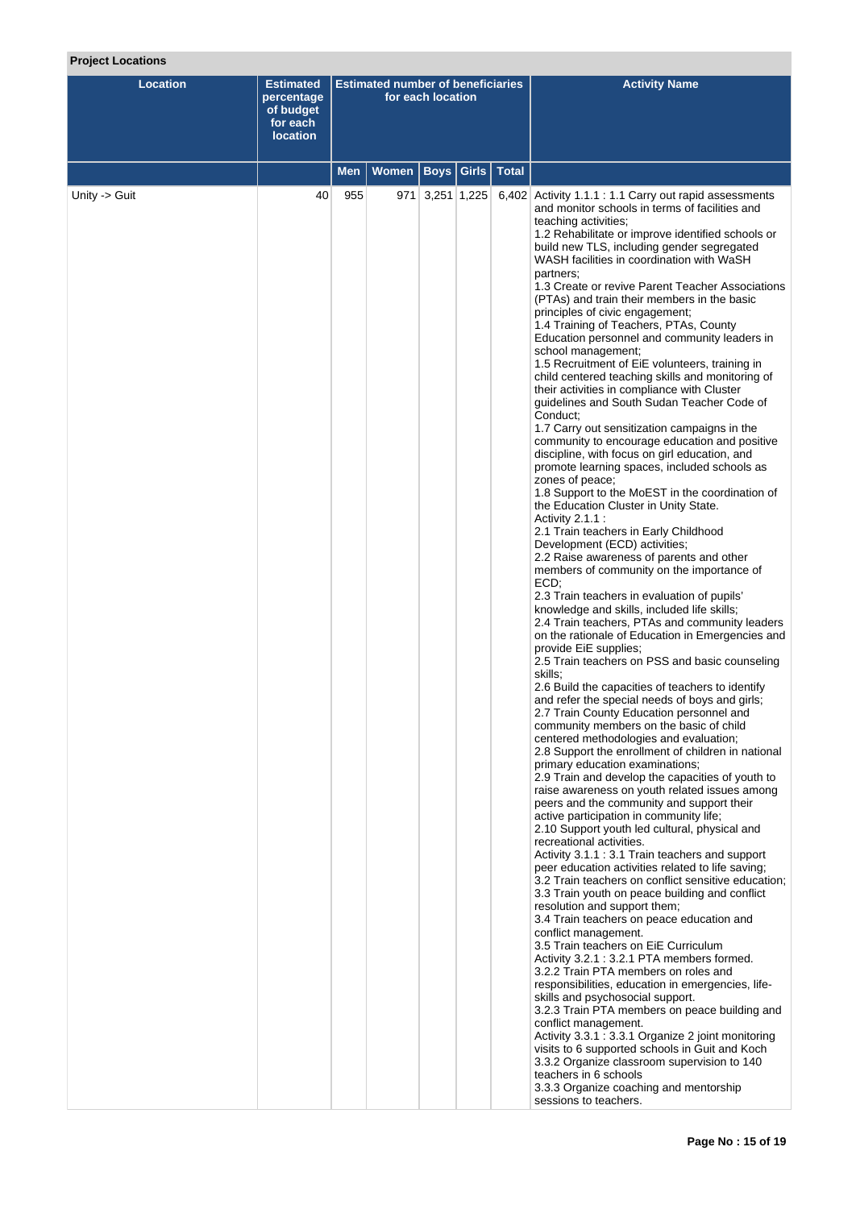**Project Locations**

| Location | Estimated percentage of budget for each location | Estimated number of beneficiaries for each location | | | | | Activity Name |
|---|---|---|---|---|---|---|---|
| | | Men | Women | Boys | Girls | Total | |
| Unity -> Guit | 40 | 955 | 971 | 3,251 | 1,225 | 6,402 | Activity 1.1.1 : 1.1 Carry out rapid assessments and monitor schools in terms of facilities and teaching activities;<br>1.2 Rehabilitate or improve identified schools or build new TLS, including gender segregated WASH facilities in coordination with WaSH partners;<br>1.3 Create or revive Parent Teacher Associations (PTAs) and train their members in the basic principles of civic engagement;<br>1.4 Training of Teachers, PTAs, County Education personnel and community leaders in school management;<br>1.5 Recruitment of EiE volunteers, training in child centered teaching skills and monitoring of their activities in compliance with Cluster guidelines and South Sudan Teacher Code of Conduct;<br>1.7 Carry out sensitization campaigns in the community to encourage education and positive discipline, with focus on girl education, and promote learning spaces, included schools as zones of peace;<br>1.8 Support to the MoEST in the coordination of the Education Cluster in Unity State.<br>Activity 2.1.1 :<br>2.1 Train teachers in Early Childhood Development (ECD) activities;<br>2.2 Raise awareness of parents and other members of community on the importance of ECD;<br>2.3 Train teachers in evaluation of pupils' knowledge and skills, included life skills;<br>2.4 Train teachers, PTAs and community leaders on the rationale of Education in Emergencies and provide EiE supplies;<br>2.5 Train teachers on PSS and basic counseling skills;<br>2.6 Build the capacities of teachers to identify and refer the special needs of boys and girls;<br>2.7 Train County Education personnel and community members on the basic of child centered methodologies and evaluation;<br>2.8 Support the enrollment of children in national primary education examinations;<br>2.9 Train and develop the capacities of youth to raise awareness on youth related issues among peers and the community and support their active participation in community life;<br>2.10 Support youth led cultural, physical and recreational activities.<br>Activity 3.1.1 : 3.1 Train teachers and support peer education activities related to life saving;<br>3.2 Train teachers on conflict sensitive education;<br>3.3 Train youth on peace building and conflict resolution and support them;<br>3.4 Train teachers on peace education and conflict management.<br>3.5 Train teachers on EiE Curriculum<br>Activity 3.2.1 : 3.2.1 PTA members formed.<br>3.2.2 Train PTA members on roles and responsibilities, education in emergencies, life-skills and psychosocial support.<br>3.2.3 Train PTA members on peace building and conflict management.<br>Activity 3.3.1 : 3.3.1 Organize 2 joint monitoring visits to 6 supported schools in Guit and Koch<br>3.3.2 Organize classroom supervision to 140 teachers in 6 schools<br>3.3.3 Organize coaching and mentorship sessions to teachers. |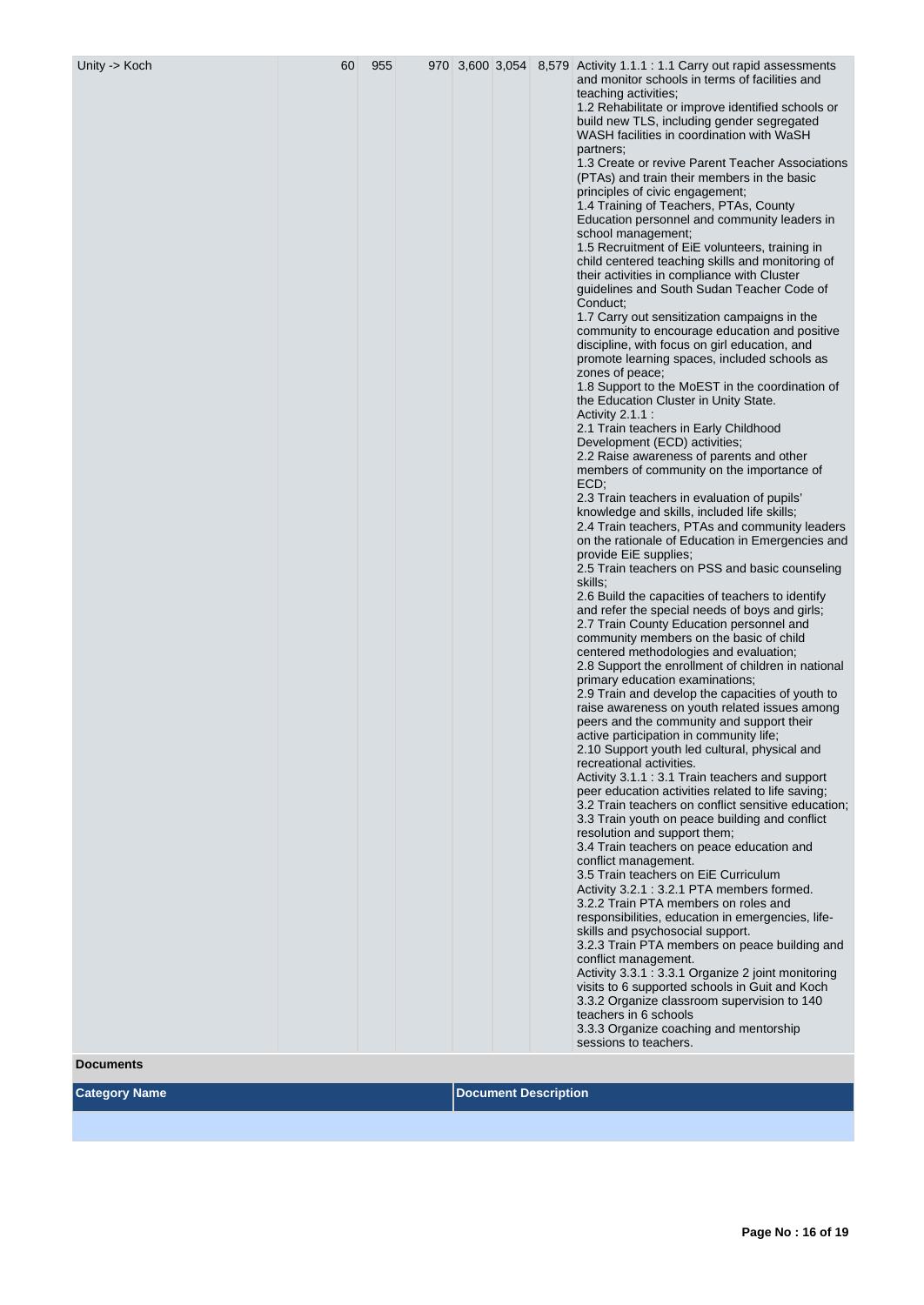| | | | | | | | |
|---|---|---|---|---|---|---|---|
| Unity -> Koch | 60 | 955 | 970 | 3,600 | 3,054 | 8,579 | Activity 1.1.1 : 1.1 Carry out rapid assessments and monitor schools in terms of facilities and teaching activities;<br>1.2 Rehabilitate or improve identified schools or build new TLS, including gender segregated WASH facilities in coordination with WaSH partners;<br>1.3 Create or revive Parent Teacher Associations (PTAs) and train their members in the basic principles of civic engagement;<br>1.4 Training of Teachers, PTAs, County Education personnel and community leaders in school management;<br>1.5 Recruitment of EiE volunteers, training in child centered teaching skills and monitoring of their activities in compliance with Cluster guidelines and South Sudan Teacher Code of Conduct;<br>1.7 Carry out sensitization campaigns in the community to encourage education and positive discipline, with focus on girl education, and promote learning spaces, included schools as zones of peace;<br>1.8 Support to the MoEST in the coordination of the Education Cluster in Unity State.<br>Activity 2.1.1 :<br>2.1 Train teachers in Early Childhood Development (ECD) activities;<br>2.2 Raise awareness of parents and other members of community on the importance of ECD;<br>2.3 Train teachers in evaluation of pupils' knowledge and skills, included life skills;<br>2.4 Train teachers, PTAs and community leaders on the rationale of Education in Emergencies and provide EiE supplies;<br>2.5 Train teachers on PSS and basic counseling skills;<br>2.6 Build the capacities of teachers to identify and refer the special needs of boys and girls;<br>2.7 Train County Education personnel and community members on the basic of child centered methodologies and evaluation;<br>2.8 Support the enrollment of children in national primary education examinations;<br>2.9 Train and develop the capacities of youth to raise awareness on youth related issues among peers and the community and support their active participation in community life;<br>2.10 Support youth led cultural, physical and recreational activities.<br>Activity 3.1.1 : 3.1 Train teachers and support peer education activities related to life saving;<br>3.2 Train teachers on conflict sensitive education;<br>3.3 Train youth on peace building and conflict resolution and support them;<br>3.4 Train teachers on peace education and conflict management.<br>3.5 Train teachers on EiE Curriculum<br>Activity 3.2.1 : 3.2.1 PTA members formed.<br>3.2.2 Train PTA members on roles and responsibilities, education in emergencies, life-skills and psychosocial support.<br>3.2.3 Train PTA members on peace building and conflict management.<br>Activity 3.3.1 : 3.3.1 Organize 2 joint monitoring visits to 6 supported schools in Guit and Koch<br>3.3.2 Organize classroom supervision to 140 teachers in 6 schools<br>3.3.3 Organize coaching and mentorship sessions to teachers. |

**Documents**

| Category Name | Document Description |
|---|---|
| | |